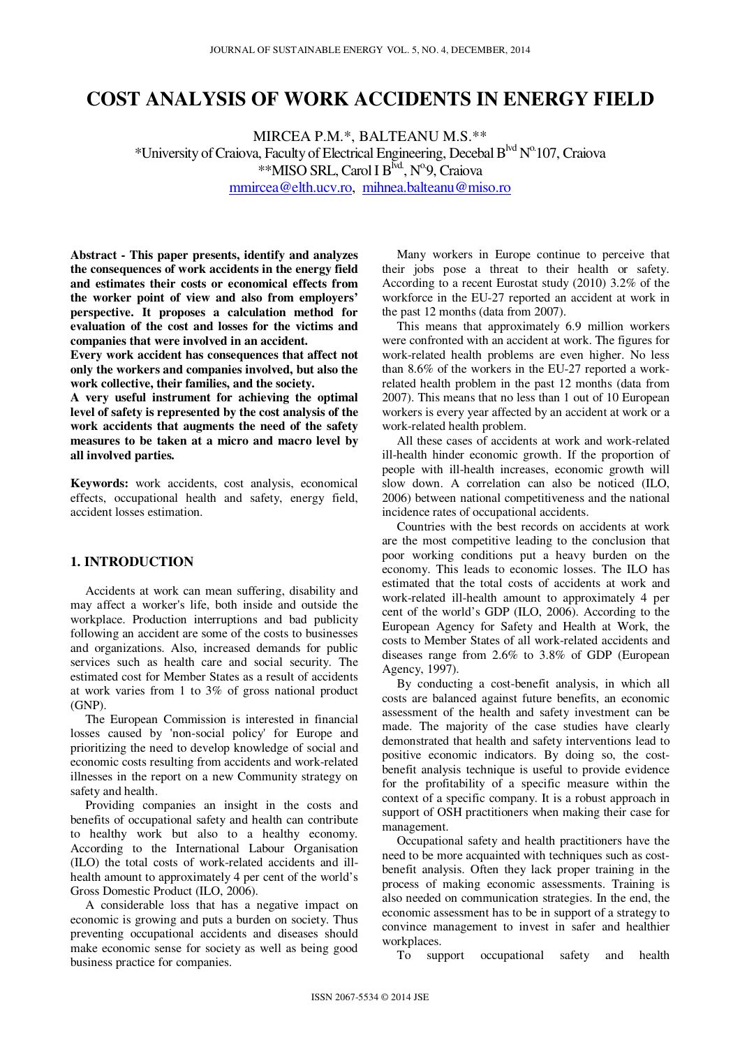# COST ANALYSIS OF WORK ACCIDENTS IN ENERGY FIELD

MIRCEA P.M.*, BALTEANU M.S.**

*University of Craiova, Faculty of Electrical Engineering, Decebal B[lvd] N[o.]107, Craiova

**MISO SRL, Carol I B[lvd.], N[o.]9, Craiova

mmircea@elth.ucv.ro, mihnea.balteanu@miso.ro

**Abstract - This paper presents, identify and analyzes the consequences of work accidents in the energy field and estimates their costs or economical effects from the worker point of view and also from employers' perspective. It proposes a calculation method for evaluation of the cost and losses for the victims and companies that were involved in an accident.**

**Every work accident has consequences that affect not only the workers and companies involved, but also the work collective, their families, and the society.**

**A very useful instrument for achieving the optimal level of safety is represented by the cost analysis of the work accidents that augments the need of the safety measures to be taken at a micro and macro level by all involved parties.**

**Keywords:** work accidents, cost analysis, economical effects, occupational health and safety, energy field, accident losses estimation.

## 1. INTRODUCTION

Accidents at work can mean suffering, disability and may affect a worker's life, both inside and outside the workplace. Production interruptions and bad publicity following an accident are some of the costs to businesses and organizations. Also, increased demands for public services such as health care and social security. The estimated cost for Member States as a result of accidents at work varies from 1 to 3% of gross national product (GNP).

The European Commission is interested in financial losses caused by 'non-social policy' for Europe and prioritizing the need to develop knowledge of social and economic costs resulting from accidents and work-related illnesses in the report on a new Community strategy on safety and health.

Providing companies an insight in the costs and benefits of occupational safety and health can contribute to healthy work but also to a healthy economy. According to the International Labour Organisation (ILO) the total costs of work-related accidents and ill-health amount to approximately 4 per cent of the world's Gross Domestic Product (ILO, 2006).

A considerable loss that has a negative impact on economic is growing and puts a burden on society. Thus preventing occupational accidents and diseases should make economic sense for society as well as being good business practice for companies.

Many workers in Europe continue to perceive that their jobs pose a threat to their health or safety. According to a recent Eurostat study (2010) 3.2% of the workforce in the EU-27 reported an accident at work in the past 12 months (data from 2007).

This means that approximately 6.9 million workers were confronted with an accident at work. The figures for work-related health problems are even higher. No less than 8.6% of the workers in the EU-27 reported a work-related health problem in the past 12 months (data from 2007). This means that no less than 1 out of 10 European workers is every year affected by an accident at work or a work-related health problem.

All these cases of accidents at work and work-related ill-health hinder economic growth. If the proportion of people with ill-health increases, economic growth will slow down. A correlation can also be noticed (ILO, 2006) between national competitiveness and the national incidence rates of occupational accidents.

Countries with the best records on accidents at work are the most competitive leading to the conclusion that poor working conditions put a heavy burden on the economy. This leads to economic losses. The ILO has estimated that the total costs of accidents at work and work-related ill-health amount to approximately 4 per cent of the world's GDP (ILO, 2006). According to the European Agency for Safety and Health at Work, the costs to Member States of all work-related accidents and diseases range from 2.6% to 3.8% of GDP (European Agency, 1997).

By conducting a cost-benefit analysis, in which all costs are balanced against future benefits, an economic assessment of the health and safety investment can be made. The majority of the case studies have clearly demonstrated that health and safety interventions lead to positive economic indicators. By doing so, the cost-benefit analysis technique is useful to provide evidence for the profitability of a specific measure within the context of a specific company. It is a robust approach in support of OSH practitioners when making their case for management.

Occupational safety and health practitioners have the need to be more acquainted with techniques such as cost-benefit analysis. Often they lack proper training in the process of making economic assessments. Training is also needed on communication strategies. In the end, the economic assessment has to be in support of a strategy to convince management to invest in safer and healthier workplaces.

To support occupational safety and health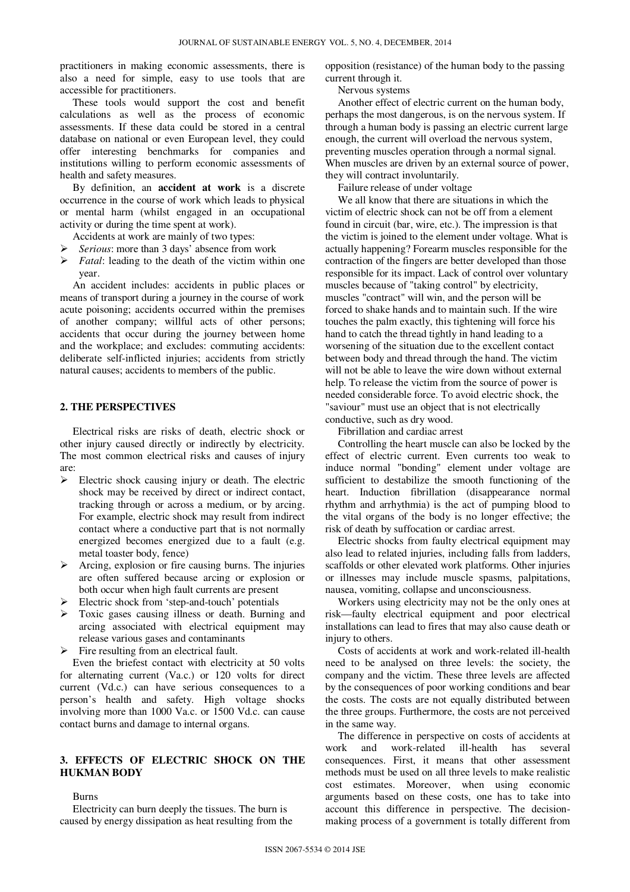practitioners in making economic assessments, there is also a need for simple, easy to use tools that are accessible for practitioners.

These tools would support the cost and benefit calculations as well as the process of economic assessments. If these data could be stored in a central database on national or even European level, they could offer interesting benchmarks for companies and institutions willing to perform economic assessments of health and safety measures.

By definition, an **accident at work** is a discrete occurrence in the course of work which leads to physical or mental harm (whilst engaged in an occupational activity or during the time spent at work).

Accidents at work are mainly of two types:

- *Serious*: more than 3 days' absence from work
- *Fatal*: leading to the death of the victim within one year.

An accident includes: accidents in public places or means of transport during a journey in the course of work acute poisoning; accidents occurred within the premises of another company; willful acts of other persons; accidents that occur during the journey between home and the workplace; and excludes: commuting accidents: deliberate self-inflicted injuries; accidents from strictly natural causes; accidents to members of the public.

## 2. THE PERSPECTIVES

Electrical risks are risks of death, electric shock or other injury caused directly or indirectly by electricity. The most common electrical risks and causes of injury are:

- Electric shock causing injury or death. The electric shock may be received by direct or indirect contact, tracking through or across a medium, or by arcing. For example, electric shock may result from indirect contact where a conductive part that is not normally energized becomes energized due to a fault (e.g. metal toaster body, fence)
- Arcing, explosion or fire causing burns. The injuries are often suffered because arcing or explosion or both occur when high fault currents are present
- Electric shock from 'step-and-touch' potentials
- Toxic gases causing illness or death. Burning and arcing associated with electrical equipment may release various gases and contaminants
- Fire resulting from an electrical fault.

Even the briefest contact with electricity at 50 volts for alternating current (Va.c.) or 120 volts for direct current (Vd.c.) can have serious consequences to a person's health and safety. High voltage shocks involving more than 1000 Va.c. or 1500 Vd.c. can cause contact burns and damage to internal organs.

## 3. EFFECTS OF ELECTRIC SHOCK ON THE HUKMAN BODY

Burns

Electricity can burn deeply the tissues. The burn is caused by energy dissipation as heat resulting from the opposition (resistance) of the human body to the passing current through it.

Nervous systems

Another effect of electric current on the human body, perhaps the most dangerous, is on the nervous system. If through a human body is passing an electric current large enough, the current will overload the nervous system, preventing muscles operation through a normal signal. When muscles are driven by an external source of power, they will contract involuntarily.

Failure release of under voltage

We all know that there are situations in which the victim of electric shock can not be off from a element found in circuit (bar, wire, etc.). The impression is that the victim is joined to the element under voltage. What is actually happening? Forearm muscles responsible for the contraction of the fingers are better developed than those responsible for its impact. Lack of control over voluntary muscles because of "taking control" by electricity, muscles "contract" will win, and the person will be forced to shake hands and to maintain such. If the wire touches the palm exactly, this tightening will force his hand to catch the thread tightly in hand leading to a worsening of the situation due to the excellent contact between body and thread through the hand. The victim will not be able to leave the wire down without external help. To release the victim from the source of power is needed considerable force. To avoid electric shock, the "saviour" must use an object that is not electrically conductive, such as dry wood.

Fibrillation and cardiac arrest

Controlling the heart muscle can also be locked by the effect of electric current. Even currents too weak to induce normal "bonding" element under voltage are sufficient to destabilize the smooth functioning of the heart. Induction fibrillation (disappearance normal rhythm and arrhythmia) is the act of pumping blood to the vital organs of the body is no longer effective; the risk of death by suffocation or cardiac arrest.

Electric shocks from faulty electrical equipment may also lead to related injuries, including falls from ladders, scaffolds or other elevated work platforms. Other injuries or illnesses may include muscle spasms, palpitations, nausea, vomiting, collapse and unconsciousness.

Workers using electricity may not be the only ones at risk—faulty electrical equipment and poor electrical installations can lead to fires that may also cause death or injury to others.

Costs of accidents at work and work-related ill-health need to be analysed on three levels: the society, the company and the victim. These three levels are affected by the consequences of poor working conditions and bear the costs. The costs are not equally distributed between the three groups. Furthermore, the costs are not perceived in the same way.

The difference in perspective on costs of accidents at work and work-related ill-health has several consequences. First, it means that other assessment methods must be used on all three levels to make realistic cost estimates. Moreover, when using economic arguments based on these costs, one has to take into account this difference in perspective. The decision-making process of a government is totally different from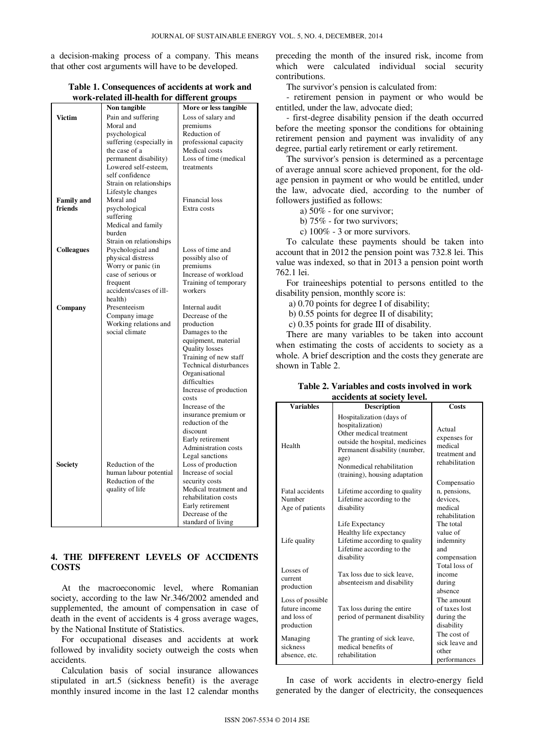a decision-making process of a company. This means that other cost arguments will have to be developed.

**Table 1. Consequences of accidents at work and work-related ill-health for different groups**

| | Non tangible | More or less tangible |
|---|---|---|
| **Victim** | Pain and suffering<br>Moral and psychological suffering (especially in the case of a permanent disability)<br>Lowered self-esteem, self confidence<br>Strain on relationships<br>Lifestyle changes | Loss of salary and premiums<br>Reduction of professional capacity<br>Medical costs<br>Loss of time (medical treatments |
| **Family and friends** | Moral and psychological suffering<br>Medical and family burden<br>Strain on relationships | Financial loss<br>Extra costs |
| **Colleagues** | Psychological and physical distress<br>Worry or panic (in case of serious or frequent accidents/cases of ill-health) | Loss of time and possibly also of premiums<br>Increase of workload<br>Training of temporary workers |
| **Company** | Presenteeism<br>Company image<br>Working relations and social climate | Internal audit<br>Decrease of the production<br>Damages to the equipment, material<br>Quality losses<br>Training of new staff<br>Technical disturbances<br>Organisational difficulties<br>Increase of production costs<br>Increase of the insurance premium or reduction of the discount<br>Early retirement<br>Administration costs<br>Legal sanctions |
| **Society** | Reduction of the human labour potential<br>Reduction of the quality of life | Loss of production<br>Increase of social security costs<br>Medical treatment and rehabilitation costs<br>Early retirement<br>Decrease of the standard of living |

## 4. THE DIFFERENT LEVELS OF ACCIDENTS COSTS

At the macroeconomic level, where Romanian society, according to the law Nr.346/2002 amended and supplemented, the amount of compensation in case of death in the event of accidents is 4 gross average wages, by the National Institute of Statistics.

For occupational diseases and accidents at work followed by invalidity society outweigh the costs when accidents.

Calculation basis of social insurance allowances stipulated in art.5 (sickness benefit) is the average monthly insured income in the last 12 calendar months preceding the month of the insured risk, income from which were calculated individual social security contributions.

The survivor's pension is calculated from:

- retirement pension in payment or who would be entitled, under the law, advocate died;

- first-degree disability pension if the death occurred before the meeting sponsor the conditions for obtaining retirement pension and payment was invalidity of any degree, partial early retirement or early retirement.

The survivor's pension is determined as a percentage of average annual score achieved proponent, for the old-age pension in payment or who would be entitled, under the law, advocate died, according to the number of followers justified as follows:

a) 50% - for one survivor;

b) 75% - for two survivors;

c) 100% - 3 or more survivors.

To calculate these payments should be taken into account that in 2012 the pension point was 732.8 lei. This value was indexed, so that in 2013 a pension point worth 762.1 lei.

For traineeships potential to persons entitled to the disability pension, monthly score is:

a) 0.70 points for degree I of disability;

b) 0.55 points for degree II of disability;

c) 0.35 points for grade III of disability.

There are many variables to be taken into account when estimating the costs of accidents to society as a whole. A brief description and the costs they generate are shown in Table 2.

**Table 2. Variables and costs involved in work accidents at society level.**

| Variables | Description | Costs |
|---|---|---|
| Health | Hospitalization (days of hospitalization)<br>Other medical treatment outside the hospital, medicines<br>Permanent disability (number, age)<br>Nonmedical rehabilitation (training), housing adaptation | Actual expenses for medical treatment and rehabilitation |
| Fatal accidents<br>Number<br>Age of patients | Lifetime according to quality<br>Lifetime according to the disability | Compensation, pensions, devices, medical rehabilitation |
| Life quality | Life Expectancy<br>Healthy life expectancy<br>Lifetime according to quality<br>Lifetime according to the disability | The total value of indemnity and compensation |
| Losses of current production | Tax loss due to sick leave, absenteeism and disability | Total loss of income during absence |
| Loss of possible future income and loss of production | Tax loss during the entire period of permanent disability | The amount of taxes lost during the disability |
| Managing sickness absence, etc. | The granting of sick leave, medical benefits of rehabilitation | The cost of sick leave and other performances |

In case of work accidents in electro-energy field generated by the danger of electricity, the consequences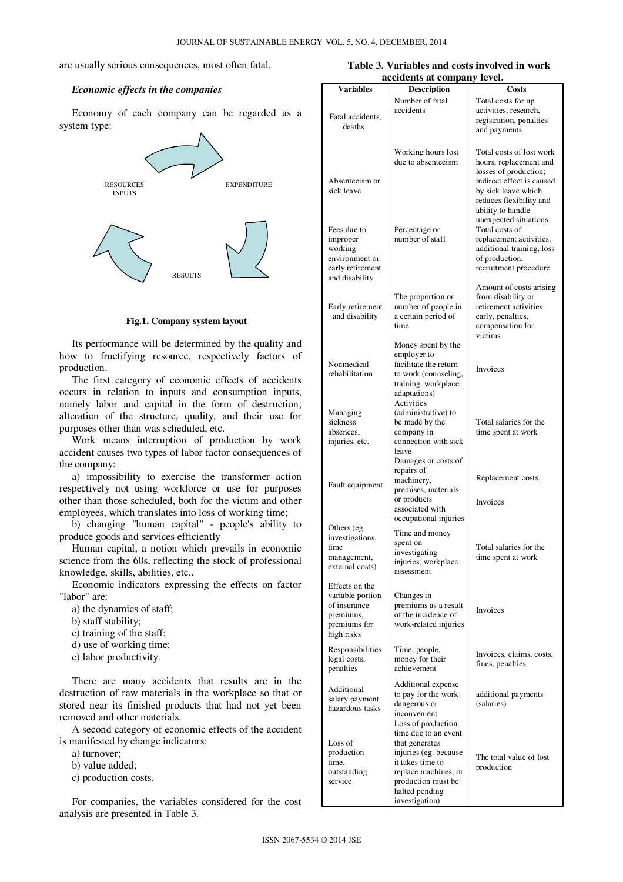are usually serious consequences, most often fatal.

### *Economic effects in the companies*

Economy of each company can be regarded as a system type:

**Fig.1. Company system layout**

Its performance will be determined by the quality and how to fructifying resource, respectively factors of production.

The first category of economic effects of accidents occurs in relation to inputs and consumption inputs, namely labor and capital in the form of destruction; alteration of the structure, quality, and their use for purposes other than was scheduled, etc.

Work means interruption of production by work accident causes two types of labor factor consequences of the company:

a) impossibility to exercise the transformer action respectively not using workforce or use for purposes other than those scheduled, both for the victim and other employees, which translates into loss of working time;

b) changing "human capital" - people's ability to produce goods and services efficiently

Human capital, a notion which prevails in economic science from the 60s, reflecting the stock of professional knowledge, skills, abilities, etc..

Economic indicators expressing the effects on factor "labor" are:

a) the dynamics of staff;
b) staff stability;
c) training of the staff;
d) use of working time;
e) labor productivity.

There are many accidents that results are in the destruction of raw materials in the workplace so that or stored near its finished products that had not yet been removed and other materials.

A second category of economic effects of the accident is manifested by change indicators:

a) turnover;
b) value added;
c) production costs.

For companies, the variables considered for the cost analysis are presented in Table 3.

**Table 3. Variables and costs involved in work accidents at company level.**

| Variables | Description | Costs |
|---|---|---|
| Fatal accidents, deaths | Number of fatal accidents | Total costs for up activities, research, registration, penalties and payments |
| Absenteeism or sick leave | Working hours lost due to absenteeism | Total costs of lost work hours, replacement and losses of production; indirect effect is caused by sick leave which reduces flexibility and ability to handle unexpected situations |
| Fees due to improper working environment or early retirement and disability | Percentage or number of staff | Total costs of replacement activities, additional training, loss of production, recruitment procedure |
| Early retirement and disability | The proportion or number of people in a certain period of time | Amount of costs arising from disability or retirement activities early, penalties, compensation for victims |
| Nonmedical rehabilitation | Money spent by the employer to facilitate the return to work (counseling, training, workplace adaptations) | Invoices |
| Managing sickness absences, injuries, etc. | Activities (administrative) to be made by the company in connection with sick leave | Total salaries for the time spent at work |
| Fault equipment | Damages or costs of repairs of machinery, premises, materials or products associated with occupational injuries | Replacement costs<br>Invoices |
| Others (eg. investigations, time management, external costs) | Time and money spent on investigating injuries, workplace assessment | Total salaries for the time spent at work |
| Effects on the variable portion of insurance premiums, premiums for high risks | Changes in premiums as a result of the incidence of work-related injuries | Invoices |
| Responsibilities legal costs, penalties | Time, people, money for their achievement | Invoices, claims, costs, fines, penalties |
| Additional salary payment hazardous tasks | Additional expense to pay for the work dangerous or inconvenient | additional payments (salaries) |
| Loss of production time, outstanding service | Loss of production time due to an event that generates injuries (eg. because it takes time to replace machines, or production must be halted pending investigation) | The total value of lost production |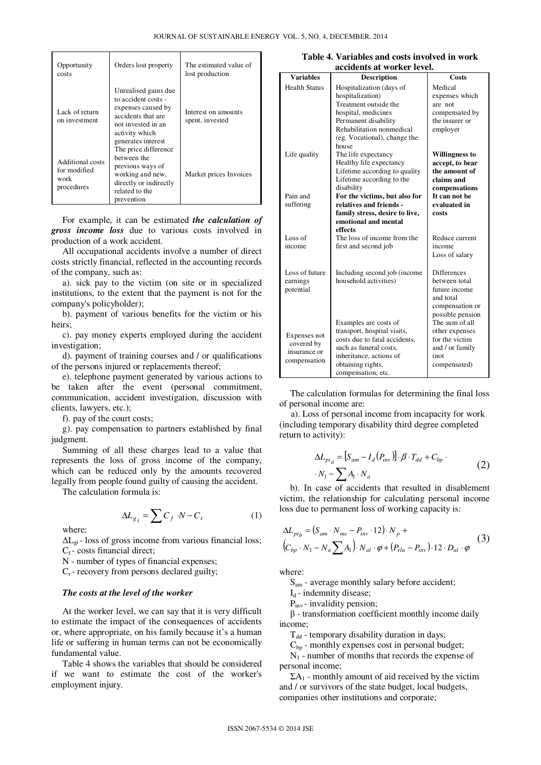| | | |
|---|---|---|
| Opportunity costs | Orders lost property | The estimated value of lost production |
| Lack of return on investment | Unrealised gains due to accident costs - expenses caused by accidents that are not invested in an activity which generates interest | Interest on amounts spent, invested |
| Additional costs for modified work procedures | The price difference between the previous ways of working and new, directly or indirectly related to the prevention | Market prices Invoices |

For example, it can be estimated ***the calculation of gross income loss*** due to various costs involved in production of a work accident.

All occupational accidents involve a number of direct costs strictly financial, reflected in the accounting records of the company, such as:

a). sick pay to the victim (on site or in specialized institutions, to the extent that the payment is not for the company's policyholder);

b). payment of various benefits for the victim or his heirs;

c). pay money experts employed during the accident investigation;

d). payment of training courses and / or qualifications of the persons injured or replacements thereof;

e). telephone payment generated by various actions to be taken after the event (personal commitment, communication, accident investigation, discussion with clients, lawyers, etc.);

f). pay of the court costs;

g). pay compensation to partners established by final judgment.

Summing of all these charges lead to a value that represents the loss of gross income of the company, which can be reduced only by the amounts recovered legally from people found guilty of causing the accident.

The calculation formula is:

$$\Delta L_{g_i} = \sum C_f \cdot N - C_r \tag{1}$$

where:

$\Delta L_{gi}$ - loss of gross income from various financial loss;
$C_f$ - costs financial direct;
N - number of types of financial expenses;
$C_r$ - recovery from persons declared guilty;

### *The costs at the level of the worker*

At the worker level, we can say that it is very difficult to estimate the impact of the consequences of accidents or, where appropriate, on his family because it's a human life or suffering in human terms can not be economically fundamental value.

Table 4 shows the variables that should be considered if we want to estimate the cost of the worker's employment injury.

**Table 4. Variables and costs involved in work accidents at worker level.**

| Variables | Description | Costs |
|---|---|---|
| Health Status | Hospitalization (days of hospitalization) Treatment outside the hospital, medicines Permanent disability Rehabilitation nonmedical (eg. Vocational), change the house | Medical expenses which are not compensated by the insurer or employer |
| Life quality | The life expectancy Healthy life expectancy Lifetime according to quality Lifetime according to the disability | **Willingness to accept, to bear the amount of claims and compensations** |
| Pain and suffering | **For the victims, but also for relatives and friends - family stress, desire to live, emotional and mental effects** | **It can not be evaluated in costs** |
| Loss of income | The loss of income from the first and second job | Reduce current income Loss of salary |
| Loss of future earnings potential | Including second job (income household activities) | Differences between total future income and total compensation or possible pension |
| Expenses not covered by insurance or compensation | Examples are costs of transport, hospital visits, costs due to fatal accidents, such as funeral costs, inheritance, actions of obtaining rights, compensation, etc. | The sum of all other expenses for the victim and / or family (not compensated) |

The calculation formulas for determining the final loss of personal income are:

a). Loss of personal income from incapacity for work (including temporary disability third degree completed return to activity):

$$\Delta L_{pi_a} = \left[S_{am} - I_d\left(P_{inv}\right)\right] \cdot \beta \cdot T_{dd} + C_{bp} \cdot N_1 - \sum A_1 \cdot N_a \tag{2}$$

b). In case of accidents that resulted in disablement victim, the relationship for calculating personal income loss due to permanent loss of working capacity is:

$$\Delta L_{pi_b} = \left(S_{am} \cdot N_{ms} - P_{inv} \cdot 12\right) \cdot N_p + \left(C_{bp} \cdot N_1 - N_a \sum A_1\right) \cdot N_{al} \cdot \varphi + \left(P_{ela} - P_{inv}\right) \cdot 12 \cdot D_{al} \cdot \varphi \tag{3}$$

where:

$S_{am}$ - average monthly salary before accident;
$I_d$ - indemnity disease;
$P_{inv}$ - invalidity pension;
$\beta$ - transformation coefficient monthly income daily income;
$T_{dd}$ - temporary disability duration in days;
$C_{bp}$ - monthly expenses cost in personal budget;
$N_1$ - number of months that records the expense of personal income;
$\Sigma A_1$ - monthly amount of aid received by the victim and / or survivors of the state budget, local budgets, companies other institutions and corporate;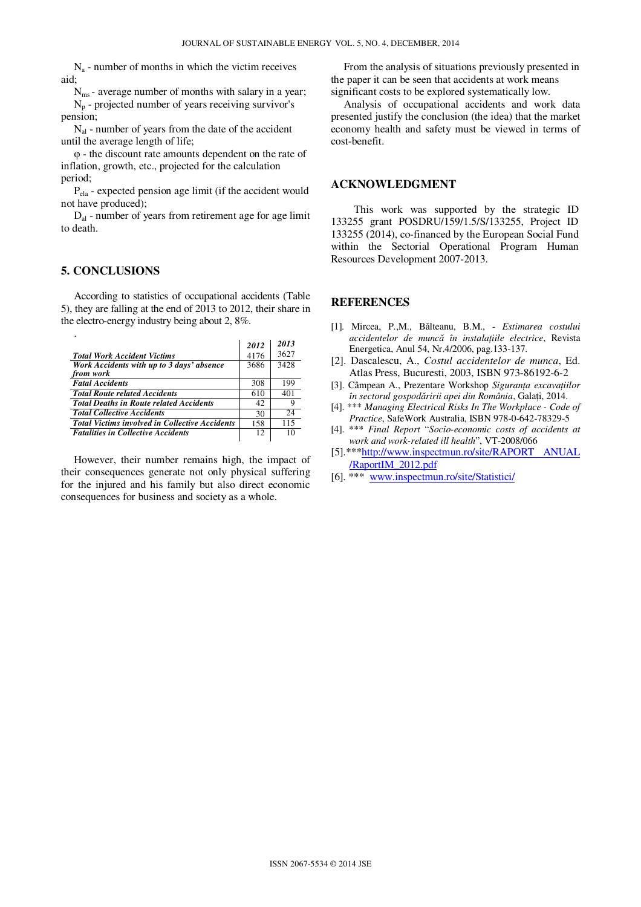$N_a$ - number of months in which the victim receives aid;

$N_{ms}$ - average number of months with salary in a year;

$N_p$ - projected number of years receiving survivor's pension;

$N_{al}$ - number of years from the date of the accident until the average length of life;

φ - the discount rate amounts dependent on the rate of inflation, growth, etc., projected for the calculation period;

$P_{ela}$ - expected pension age limit (if the accident would not have produced);

$D_{al}$ - number of years from retirement age for age limit to death.

## 5. CONCLUSIONS

According to statistics of occupational accidents (Table 5), they are falling at the end of 2013 to 2012, their share in the electro-energy industry being about 2, 8%.

.

| | ***2012*** | ***2013*** |
|---|---|---|
| ***Total Work Accident Victims*** | 4176 | 3627 |
| ***Work Accidents with up to 3 days' absence from work*** | 3686 | 3428 |
| ***Fatal Accidents*** | 308 | 199 |
| ***Total Route related Accidents*** | 610 | 401 |
| ***Total Deaths in Route related Accidents*** | 42 | 9 |
| ***Total Collective Accidents*** | 30 | 24 |
| ***Total Victims involved in Collective Accidents*** | 158 | 115 |
| ***Fatalities in Collective Accidents*** | 12 | 10 |

However, their number remains high, the impact of their consequences generate not only physical suffering for the injured and his family but also direct economic consequences for business and society as a whole.

From the analysis of situations previously presented in the paper it can be seen that accidents at work means significant costs to be explored systematically low.

Analysis of occupational accidents and work data presented justify the conclusion (the idea) that the market economy health and safety must be viewed in terms of cost-benefit.

## ACKNOWLEDGMENT

This work was supported by the strategic ID 133255 grant POSDRU/159/1.5/S/133255, Project ID 133255 (2014), co-financed by the European Social Fund within the Sectorial Operational Program Human Resources Development 2007-2013.

## REFERENCES

[1]. Mircea, P.,M., Bălteanu, B.M., - *Estimarea costului accidentelor de muncă în instalațiile electrice*, Revista Energetica, Anul 54, Nr.4/2006, pag.133-137.

[2]. Dascalescu, A., *Costul accidentelor de munca*, Ed. Atlas Press, Bucuresti, 2003, ISBN 973-86192-6-2

[3]. Câmpean A., Prezentare Workshop *Siguranța excavațiilor în sectorul gospodăririi apei din România*, Galați, 2014.

[4]. *** *Managing Electrical Risks In The Workplace - Code of Practice*, SafeWork Australia, ISBN 978-0-642-78329-5

[4]. *** *Final Report "Socio-economic costs of accidents at work and work-related ill health"*, VT-2008/066

[5].***http://www.inspectmun.ro/site/RAPORT ANUAL/RaportIM_2012.pdf

[6]. *** www.inspectmun.ro/site/Statistici/